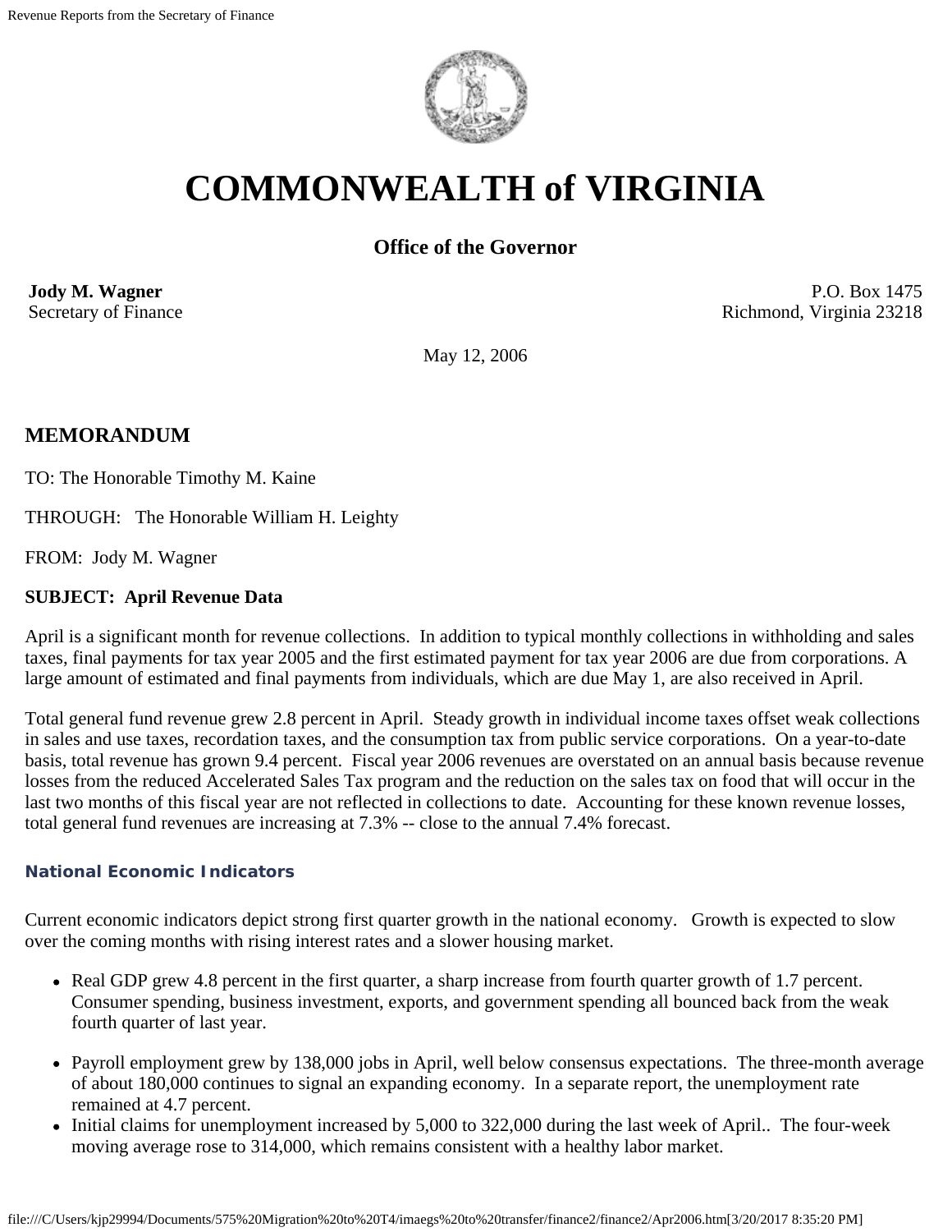# COMMONWEALTH of VIRGINIA

### Office of the Governor

**Jody M. Wagner**
Secretary of Finance

P.O. Box 1475
Richmond, Virginia 23218

May 12, 2006

## MEMORANDUM

TO: The Honorable Timothy M. Kaine

THROUGH: The Honorable William H. Leighty

FROM: Jody M. Wagner

**SUBJECT: April Revenue Data**

April is a significant month for revenue collections. In addition to typical monthly collections in withholding and sales taxes, final payments for tax year 2005 and the first estimated payment for tax year 2006 are due from corporations. A large amount of estimated and final payments from individuals, which are due May 1, are also received in April.

Total general fund revenue grew 2.8 percent in April. Steady growth in individual income taxes offset weak collections in sales and use taxes, recordation taxes, and the consumption tax from public service corporations. On a year-to-date basis, total revenue has grown 9.4 percent. Fiscal year 2006 revenues are overstated on an annual basis because revenue losses from the reduced Accelerated Sales Tax program and the reduction on the sales tax on food that will occur in the last two months of this fiscal year are not reflected in collections to date. Accounting for these known revenue losses, total general fund revenues are increasing at 7.3% -- close to the annual 7.4% forecast.

### National Economic Indicators

Current economic indicators depict strong first quarter growth in the national economy. Growth is expected to slow over the coming months with rising interest rates and a slower housing market.

- Real GDP grew 4.8 percent in the first quarter, a sharp increase from fourth quarter growth of 1.7 percent. Consumer spending, business investment, exports, and government spending all bounced back from the weak fourth quarter of last year.
- Payroll employment grew by 138,000 jobs in April, well below consensus expectations. The three-month average of about 180,000 continues to signal an expanding economy. In a separate report, the unemployment rate remained at 4.7 percent.
- Initial claims for unemployment increased by 5,000 to 322,000 during the last week of April.. The four-week moving average rose to 314,000, which remains consistent with a healthy labor market.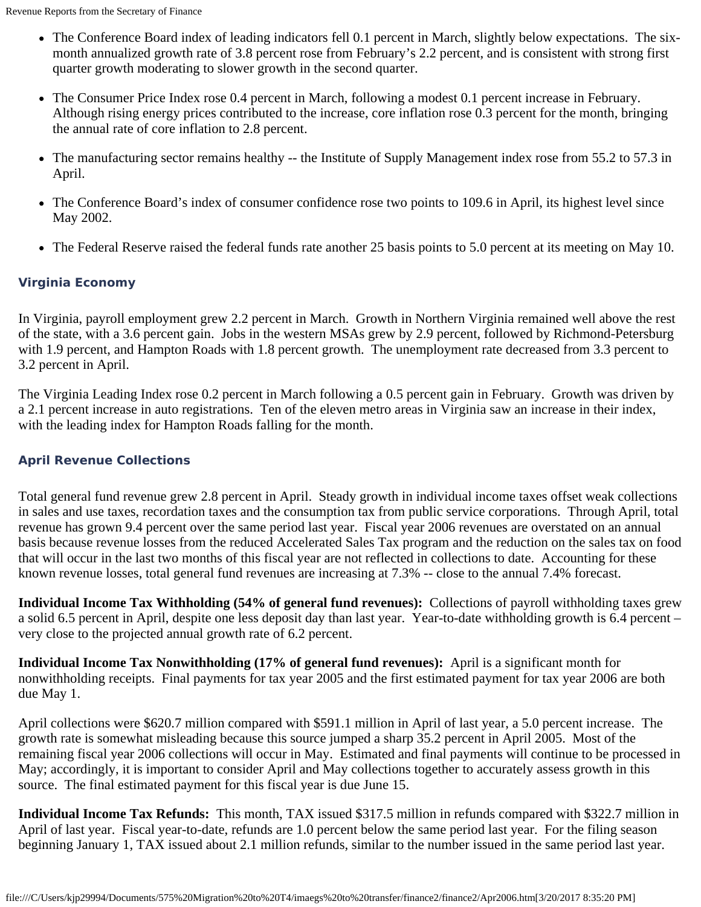- The Conference Board index of leading indicators fell 0.1 percent in March, slightly below expectations. The six-month annualized growth rate of 3.8 percent rose from February's 2.2 percent, and is consistent with strong first quarter growth moderating to slower growth in the second quarter.

- The Consumer Price Index rose 0.4 percent in March, following a modest 0.1 percent increase in February. Although rising energy prices contributed to the increase, core inflation rose 0.3 percent for the month, bringing the annual rate of core inflation to 2.8 percent.

- The manufacturing sector remains healthy -- the Institute of Supply Management index rose from 55.2 to 57.3 in April.

- The Conference Board's index of consumer confidence rose two points to 109.6 in April, its highest level since May 2002.

- The Federal Reserve raised the federal funds rate another 25 basis points to 5.0 percent at its meeting on May 10.

### Virginia Economy

In Virginia, payroll employment grew 2.2 percent in March. Growth in Northern Virginia remained well above the rest of the state, with a 3.6 percent gain. Jobs in the western MSAs grew by 2.9 percent, followed by Richmond-Petersburg with 1.9 percent, and Hampton Roads with 1.8 percent growth. The unemployment rate decreased from 3.3 percent to 3.2 percent in April.

The Virginia Leading Index rose 0.2 percent in March following a 0.5 percent gain in February. Growth was driven by a 2.1 percent increase in auto registrations. Ten of the eleven metro areas in Virginia saw an increase in their index, with the leading index for Hampton Roads falling for the month.

### April Revenue Collections

Total general fund revenue grew 2.8 percent in April. Steady growth in individual income taxes offset weak collections in sales and use taxes, recordation taxes and the consumption tax from public service corporations. Through April, total revenue has grown 9.4 percent over the same period last year. Fiscal year 2006 revenues are overstated on an annual basis because revenue losses from the reduced Accelerated Sales Tax program and the reduction on the sales tax on food that will occur in the last two months of this fiscal year are not reflected in collections to date. Accounting for these known revenue losses, total general fund revenues are increasing at 7.3% -- close to the annual 7.4% forecast.

**Individual Income Tax Withholding (54% of general fund revenues):** Collections of payroll withholding taxes grew a solid 6.5 percent in April, despite one less deposit day than last year. Year-to-date withholding growth is 6.4 percent – very close to the projected annual growth rate of 6.2 percent.

**Individual Income Tax Nonwithholding (17% of general fund revenues):** April is a significant month for nonwithholding receipts. Final payments for tax year 2005 and the first estimated payment for tax year 2006 are both due May 1.

April collections were $620.7 million compared with $591.1 million in April of last year, a 5.0 percent increase. The growth rate is somewhat misleading because this source jumped a sharp 35.2 percent in April 2005. Most of the remaining fiscal year 2006 collections will occur in May. Estimated and final payments will continue to be processed in May; accordingly, it is important to consider April and May collections together to accurately assess growth in this source. The final estimated payment for this fiscal year is due June 15.

**Individual Income Tax Refunds:** This month, TAX issued $317.5 million in refunds compared with $322.7 million in April of last year. Fiscal year-to-date, refunds are 1.0 percent below the same period last year. For the filing season beginning January 1, TAX issued about 2.1 million refunds, similar to the number issued in the same period last year.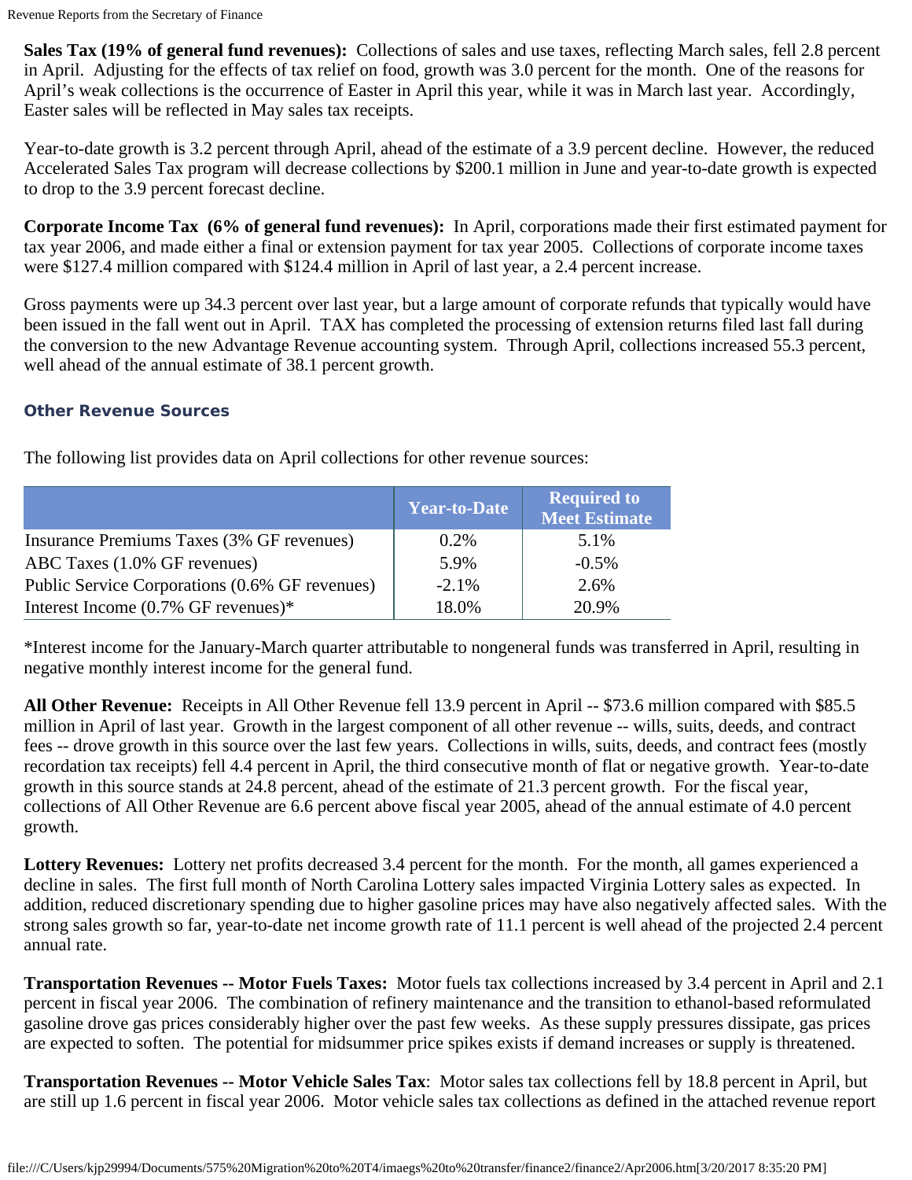**Sales Tax (19% of general fund revenues):** Collections of sales and use taxes, reflecting March sales, fell 2.8 percent in April. Adjusting for the effects of tax relief on food, growth was 3.0 percent for the month. One of the reasons for April's weak collections is the occurrence of Easter in April this year, while it was in March last year. Accordingly, Easter sales will be reflected in May sales tax receipts.

Year-to-date growth is 3.2 percent through April, ahead of the estimate of a 3.9 percent decline. However, the reduced Accelerated Sales Tax program will decrease collections by $200.1 million in June and year-to-date growth is expected to drop to the 3.9 percent forecast decline.

**Corporate Income Tax (6% of general fund revenues):** In April, corporations made their first estimated payment for tax year 2006, and made either a final or extension payment for tax year 2005. Collections of corporate income taxes were $127.4 million compared with $124.4 million in April of last year, a 2.4 percent increase.

Gross payments were up 34.3 percent over last year, but a large amount of corporate refunds that typically would have been issued in the fall went out in April. TAX has completed the processing of extension returns filed last fall during the conversion to the new Advantage Revenue accounting system. Through April, collections increased 55.3 percent, well ahead of the annual estimate of 38.1 percent growth.

### Other Revenue Sources

The following list provides data on April collections for other revenue sources:

| | Year-to-Date | Required to Meet Estimate |
|---|---|---|
| Insurance Premiums Taxes (3% GF revenues) | 0.2% | 5.1% |
| ABC Taxes (1.0% GF revenues) | 5.9% | -0.5% |
| Public Service Corporations (0.6% GF revenues) | -2.1% | 2.6% |
| Interest Income (0.7% GF revenues)* | 18.0% | 20.9% |

*Interest income for the January-March quarter attributable to nongeneral funds was transferred in April, resulting in negative monthly interest income for the general fund.

**All Other Revenue:** Receipts in All Other Revenue fell 13.9 percent in April -- $73.6 million compared with $85.5 million in April of last year. Growth in the largest component of all other revenue -- wills, suits, deeds, and contract fees -- drove growth in this source over the last few years. Collections in wills, suits, deeds, and contract fees (mostly recordation tax receipts) fell 4.4 percent in April, the third consecutive month of flat or negative growth. Year-to-date growth in this source stands at 24.8 percent, ahead of the estimate of 21.3 percent growth. For the fiscal year, collections of All Other Revenue are 6.6 percent above fiscal year 2005, ahead of the annual estimate of 4.0 percent growth.

**Lottery Revenues:** Lottery net profits decreased 3.4 percent for the month. For the month, all games experienced a decline in sales. The first full month of North Carolina Lottery sales impacted Virginia Lottery sales as expected. In addition, reduced discretionary spending due to higher gasoline prices may have also negatively affected sales. With the strong sales growth so far, year-to-date net income growth rate of 11.1 percent is well ahead of the projected 2.4 percent annual rate.

**Transportation Revenues -- Motor Fuels Taxes:** Motor fuels tax collections increased by 3.4 percent in April and 2.1 percent in fiscal year 2006. The combination of refinery maintenance and the transition to ethanol-based reformulated gasoline drove gas prices considerably higher over the past few weeks. As these supply pressures dissipate, gas prices are expected to soften. The potential for midsummer price spikes exists if demand increases or supply is threatened.

**Transportation Revenues -- Motor Vehicle Sales Tax**: Motor sales tax collections fell by 18.8 percent in April, but are still up 1.6 percent in fiscal year 2006. Motor vehicle sales tax collections as defined in the attached revenue report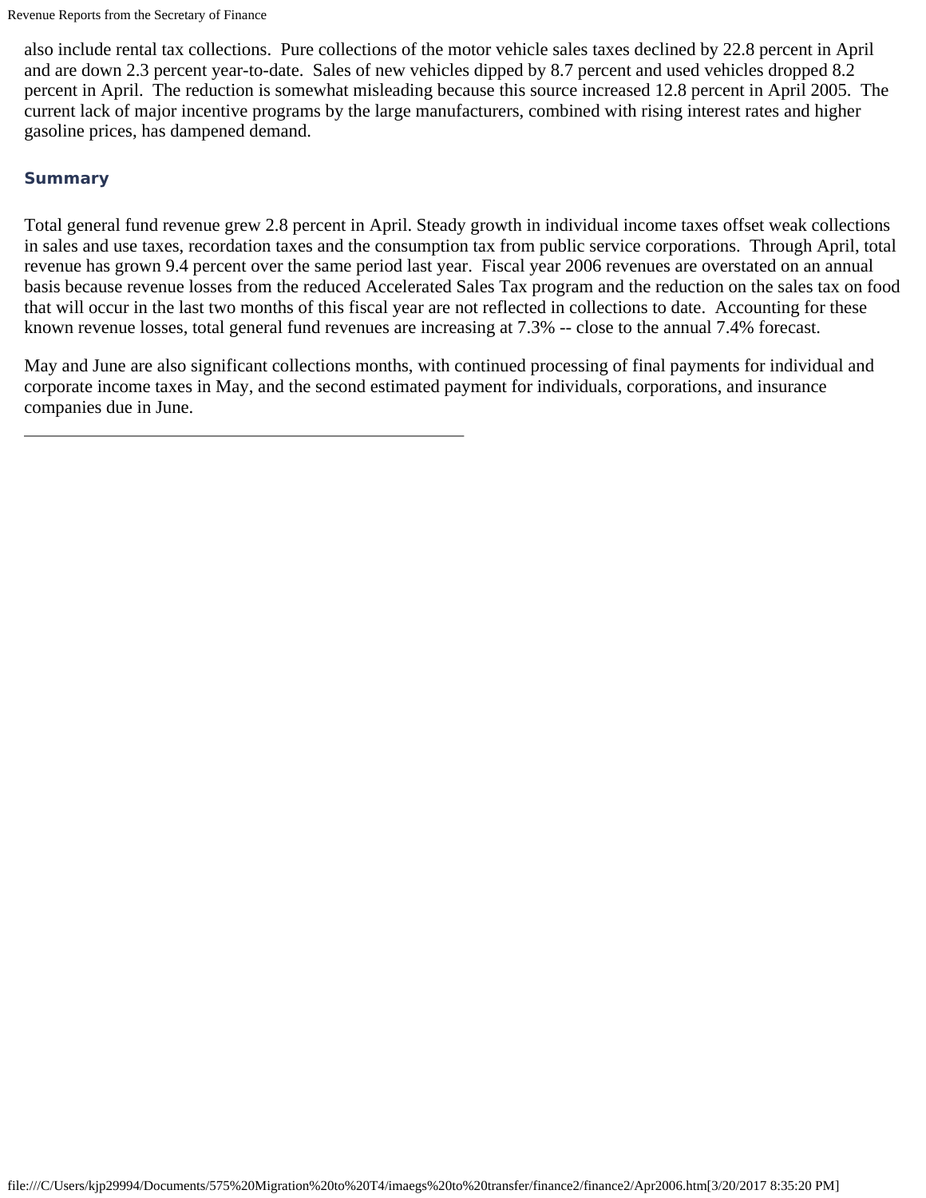also include rental tax collections. Pure collections of the motor vehicle sales taxes declined by 22.8 percent in April and are down 2.3 percent year-to-date. Sales of new vehicles dipped by 8.7 percent and used vehicles dropped 8.2 percent in April. The reduction is somewhat misleading because this source increased 12.8 percent in April 2005. The current lack of major incentive programs by the large manufacturers, combined with rising interest rates and higher gasoline prices, has dampened demand.

### Summary

Total general fund revenue grew 2.8 percent in April. Steady growth in individual income taxes offset weak collections in sales and use taxes, recordation taxes and the consumption tax from public service corporations. Through April, total revenue has grown 9.4 percent over the same period last year. Fiscal year 2006 revenues are overstated on an annual basis because revenue losses from the reduced Accelerated Sales Tax program and the reduction on the sales tax on food that will occur in the last two months of this fiscal year are not reflected in collections to date. Accounting for these known revenue losses, total general fund revenues are increasing at 7.3% -- close to the annual 7.4% forecast.

May and June are also significant collections months, with continued processing of final payments for individual and corporate income taxes in May, and the second estimated payment for individuals, corporations, and insurance companies due in June.

---